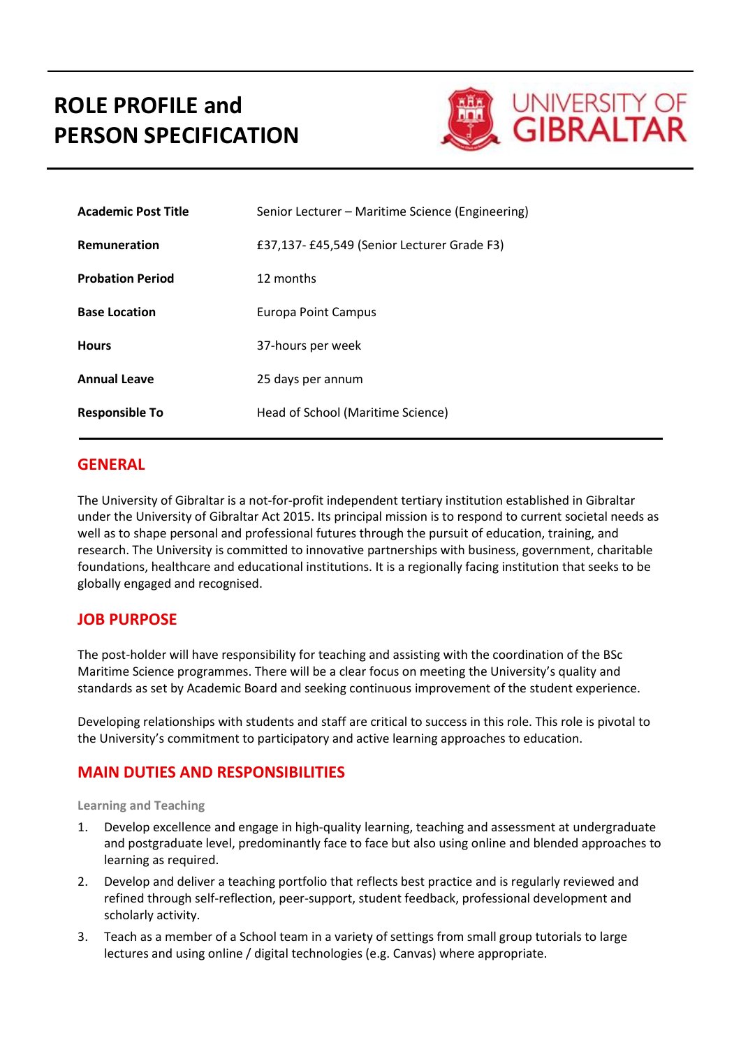# ROLE PROFILE and PERSON SPECIFICATION

UNIVERSITY OF GIBRALTAR

| | |
|---|---|
| **Academic Post Title** | Senior Lecturer – Maritime Science (Engineering) |
| **Remuneration** | £37,137- £45,549 (Senior Lecturer Grade F3) |
| **Probation Period** | 12 months |
| **Base Location** | Europa Point Campus |
| **Hours** | 37-hours per week |
| **Annual Leave** | 25 days per annum |
| **Responsible To** | Head of School (Maritime Science) |

## GENERAL

The University of Gibraltar is a not-for-profit independent tertiary institution established in Gibraltar under the University of Gibraltar Act 2015. Its principal mission is to respond to current societal needs as well as to shape personal and professional futures through the pursuit of education, training, and research. The University is committed to innovative partnerships with business, government, charitable foundations, healthcare and educational institutions. It is a regionally facing institution that seeks to be globally engaged and recognised.

## JOB PURPOSE

The post-holder will have responsibility for teaching and assisting with the coordination of the BSc Maritime Science programmes. There will be a clear focus on meeting the University's quality and standards as set by Academic Board and seeking continuous improvement of the student experience.

Developing relationships with students and staff are critical to success in this role. This role is pivotal to the University's commitment to participatory and active learning approaches to education.

## MAIN DUTIES AND RESPONSIBILITIES

### Learning and Teaching

1. Develop excellence and engage in high-quality learning, teaching and assessment at undergraduate and postgraduate level, predominantly face to face but also using online and blended approaches to learning as required.
2. Develop and deliver a teaching portfolio that reflects best practice and is regularly reviewed and refined through self-reflection, peer-support, student feedback, professional development and scholarly activity.
3. Teach as a member of a School team in a variety of settings from small group tutorials to large lectures and using online / digital technologies (e.g. Canvas) where appropriate.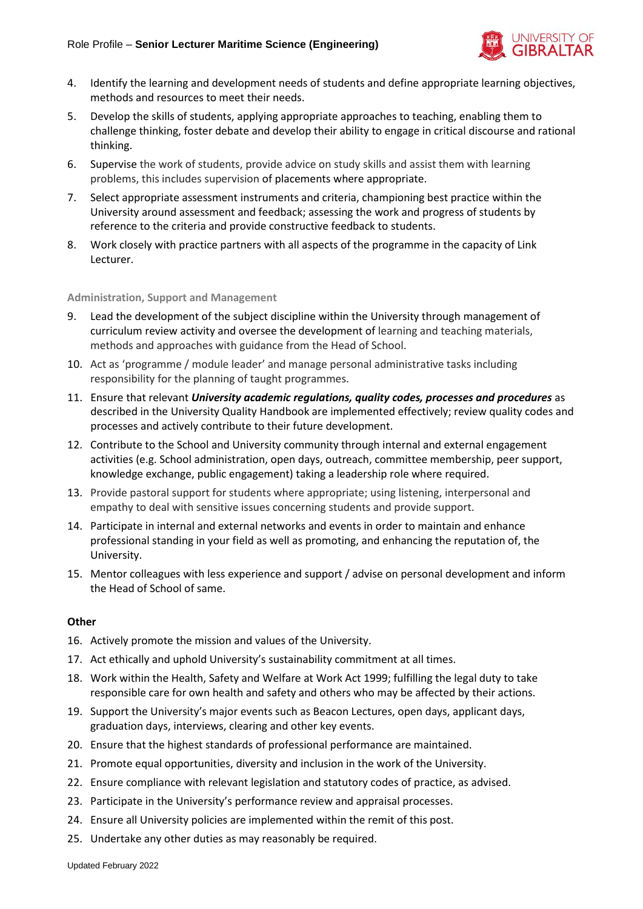4. Identify the learning and development needs of students and define appropriate learning objectives, methods and resources to meet their needs.
5. Develop the skills of students, applying appropriate approaches to teaching, enabling them to challenge thinking, foster debate and develop their ability to engage in critical discourse and rational thinking.
6. Supervise the work of students, provide advice on study skills and assist them with learning problems, this includes supervision of placements where appropriate.
7. Select appropriate assessment instruments and criteria, championing best practice within the University around assessment and feedback; assessing the work and progress of students by reference to the criteria and provide constructive feedback to students.
8. Work closely with practice partners with all aspects of the programme in the capacity of Link Lecturer.

### Administration, Support and Management

9. Lead the development of the subject discipline within the University through management of curriculum review activity and oversee the development of learning and teaching materials, methods and approaches with guidance from the Head of School.
10. Act as 'programme / module leader' and manage personal administrative tasks including responsibility for the planning of taught programmes.
11. Ensure that relevant ***University academic regulations, quality codes, processes and procedures*** as described in the University Quality Handbook are implemented effectively; review quality codes and processes and actively contribute to their future development.
12. Contribute to the School and University community through internal and external engagement activities (e.g. School administration, open days, outreach, committee membership, peer support, knowledge exchange, public engagement) taking a leadership role where required.
13. Provide pastoral support for students where appropriate; using listening, interpersonal and empathy to deal with sensitive issues concerning students and provide support.
14. Participate in internal and external networks and events in order to maintain and enhance professional standing in your field as well as promoting, and enhancing the reputation of, the University.
15. Mentor colleagues with less experience and support / advise on personal development and inform the Head of School of same.

### Other

16. Actively promote the mission and values of the University.
17. Act ethically and uphold University's sustainability commitment at all times.
18. Work within the Health, Safety and Welfare at Work Act 1999; fulfilling the legal duty to take responsible care for own health and safety and others who may be affected by their actions.
19. Support the University's major events such as Beacon Lectures, open days, applicant days, graduation days, interviews, clearing and other key events.
20. Ensure that the highest standards of professional performance are maintained.
21. Promote equal opportunities, diversity and inclusion in the work of the University.
22. Ensure compliance with relevant legislation and statutory codes of practice, as advised.
23. Participate in the University's performance review and appraisal processes.
24. Ensure all University policies are implemented within the remit of this post.
25. Undertake any other duties as may reasonably be required.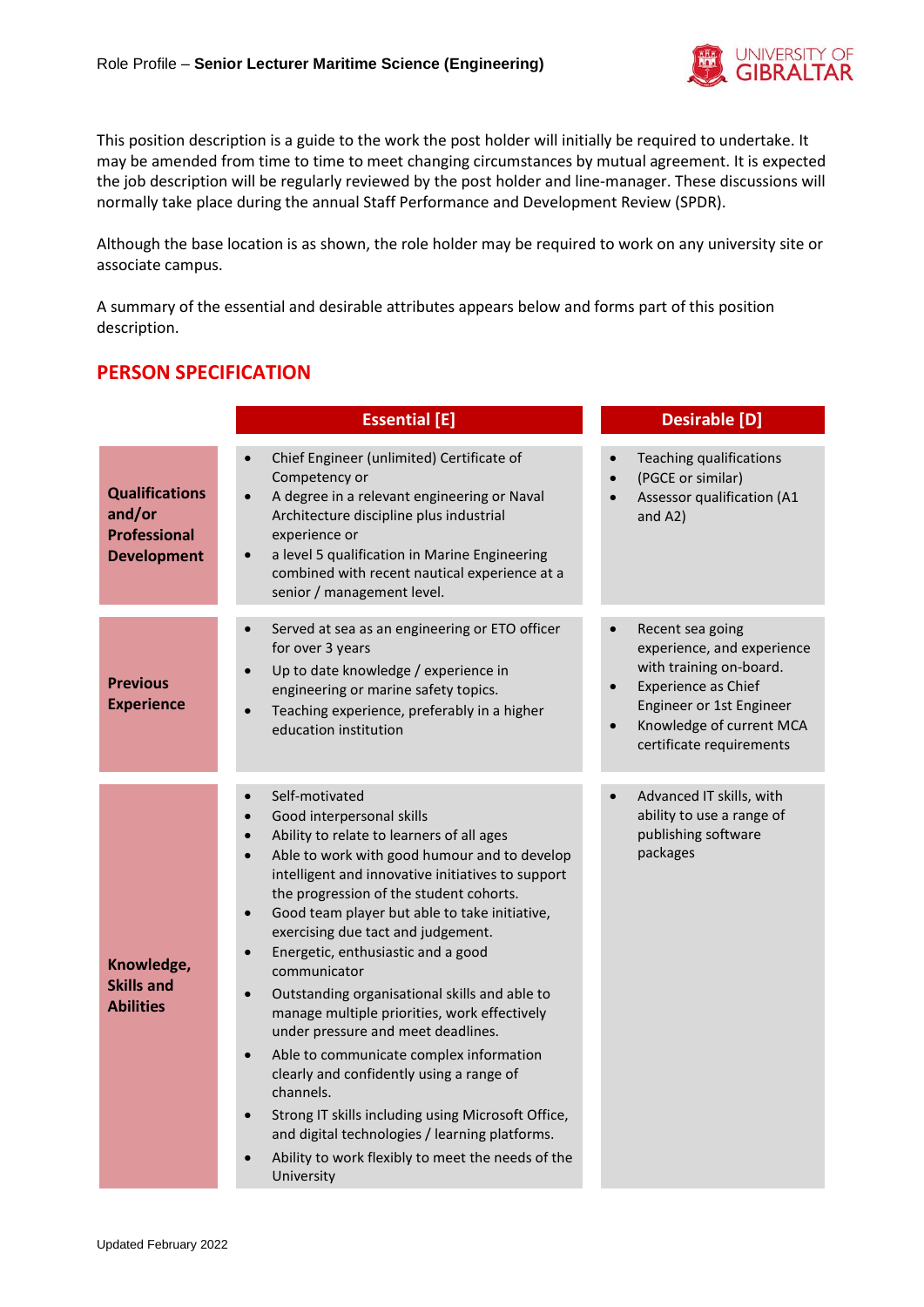This position description is a guide to the work the post holder will initially be required to undertake. It may be amended from time to time to meet changing circumstances by mutual agreement. It is expected the job description will be regularly reviewed by the post holder and line-manager. These discussions will normally take place during the annual Staff Performance and Development Review (SPDR).

Although the base location is as shown, the role holder may be required to work on any university site or associate campus.

A summary of the essential and desirable attributes appears below and forms part of this position description.

## PERSON SPECIFICATION

| | Essential [E] | Desirable [D] |
|---|---|---|
| **Qualifications and/or Professional Development** | • Chief Engineer (unlimited) Certificate of Competency or<br>• A degree in a relevant engineering or Naval Architecture discipline plus industrial experience or<br>• a level 5 qualification in Marine Engineering combined with recent nautical experience at a senior / management level. | • Teaching qualifications<br>• (PGCE or similar)<br>• Assessor qualification (A1 and A2) |
| **Previous Experience** | • Served at sea as an engineering or ETO officer for over 3 years<br>• Up to date knowledge / experience in engineering or marine safety topics.<br>• Teaching experience, preferably in a higher education institution | • Recent sea going experience, and experience with training on-board.<br>• Experience as Chief Engineer or 1st Engineer<br>• Knowledge of current MCA certificate requirements |
| **Knowledge, Skills and Abilities** | • Self-motivated<br>• Good interpersonal skills<br>• Ability to relate to learners of all ages<br>• Able to work with good humour and to develop intelligent and innovative initiatives to support the progression of the student cohorts.<br>• Good team player but able to take initiative, exercising due tact and judgement.<br>• Energetic, enthusiastic and a good communicator<br>• Outstanding organisational skills and able to manage multiple priorities, work effectively under pressure and meet deadlines.<br>• Able to communicate complex information clearly and confidently using a range of channels.<br>• Strong IT skills including using Microsoft Office, and digital technologies / learning platforms.<br>• Ability to work flexibly to meet the needs of the University | • Advanced IT skills, with ability to use a range of publishing software packages |

Updated February 2022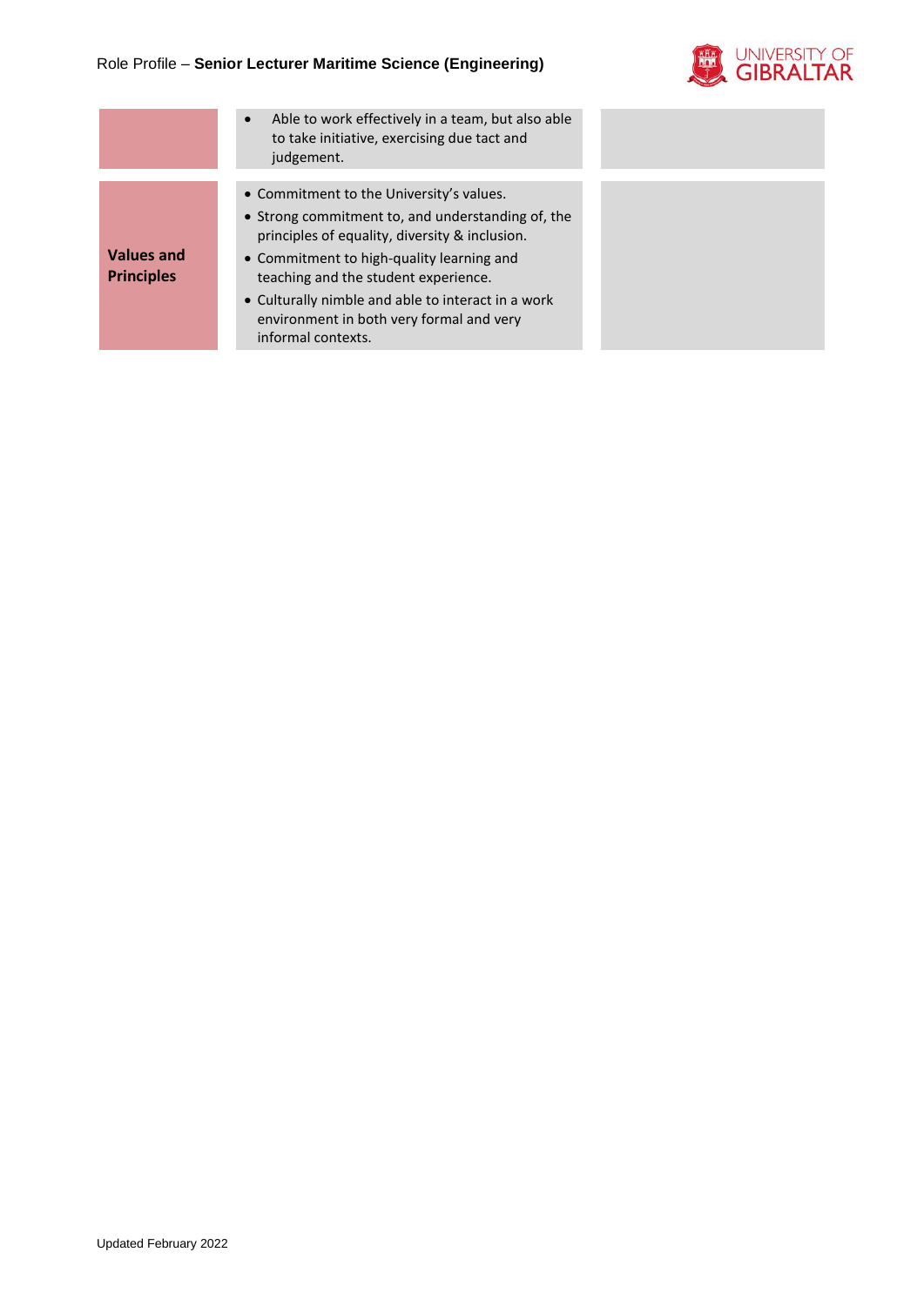| | | |
|---|---|---|
| | • Able to work effectively in a team, but also able to take initiative, exercising due tact and judgement. | |
| **Values and Principles** | • Commitment to the University's values.<br>• Strong commitment to, and understanding of, the principles of equality, diversity & inclusion.<br>• Commitment to high-quality learning and teaching and the student experience.<br>• Culturally nimble and able to interact in a work environment in both very formal and very informal contexts. | |